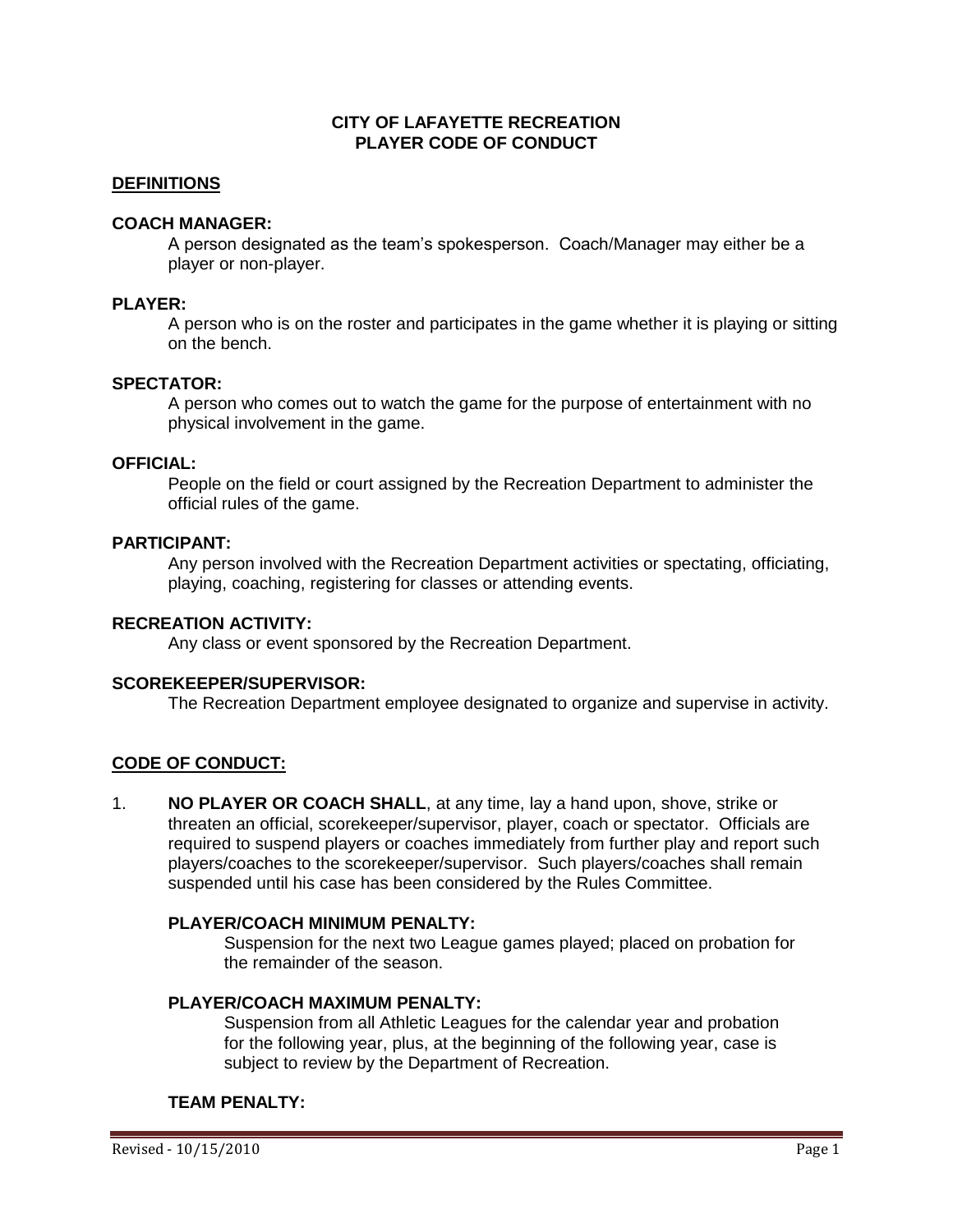# CITY OF LAFAYETTE RECREATION
# PLAYER CODE OF CONDUCT

## DEFINITIONS

**COACH MANAGER:**

A person designated as the team's spokesperson. Coach/Manager may either be a player or non-player.

**PLAYER:**

A person who is on the roster and participates in the game whether it is playing or sitting on the bench.

**SPECTATOR:**

A person who comes out to watch the game for the purpose of entertainment with no physical involvement in the game.

**OFFICIAL:**

People on the field or court assigned by the Recreation Department to administer the official rules of the game.

**PARTICIPANT:**

Any person involved with the Recreation Department activities or spectating, officiating, playing, coaching, registering for classes or attending events.

**RECREATION ACTIVITY:**

Any class or event sponsored by the Recreation Department.

**SCOREKEEPER/SUPERVISOR:**

The Recreation Department employee designated to organize and supervise in activity.

## CODE OF CONDUCT:

1. **NO PLAYER OR COACH SHALL**, at any time, lay a hand upon, shove, strike or threaten an official, scorekeeper/supervisor, player, coach or spectator. Officials are required to suspend players or coaches immediately from further play and report such players/coaches to the scorekeeper/supervisor. Such players/coaches shall remain suspended until his case has been considered by the Rules Committee.

   **PLAYER/COACH MINIMUM PENALTY:**

   Suspension for the next two League games played; placed on probation for the remainder of the season.

   **PLAYER/COACH MAXIMUM PENALTY:**

   Suspension from all Athletic Leagues for the calendar year and probation for the following year, plus, at the beginning of the following year, case is subject to review by the Department of Recreation.

   **TEAM PENALTY:**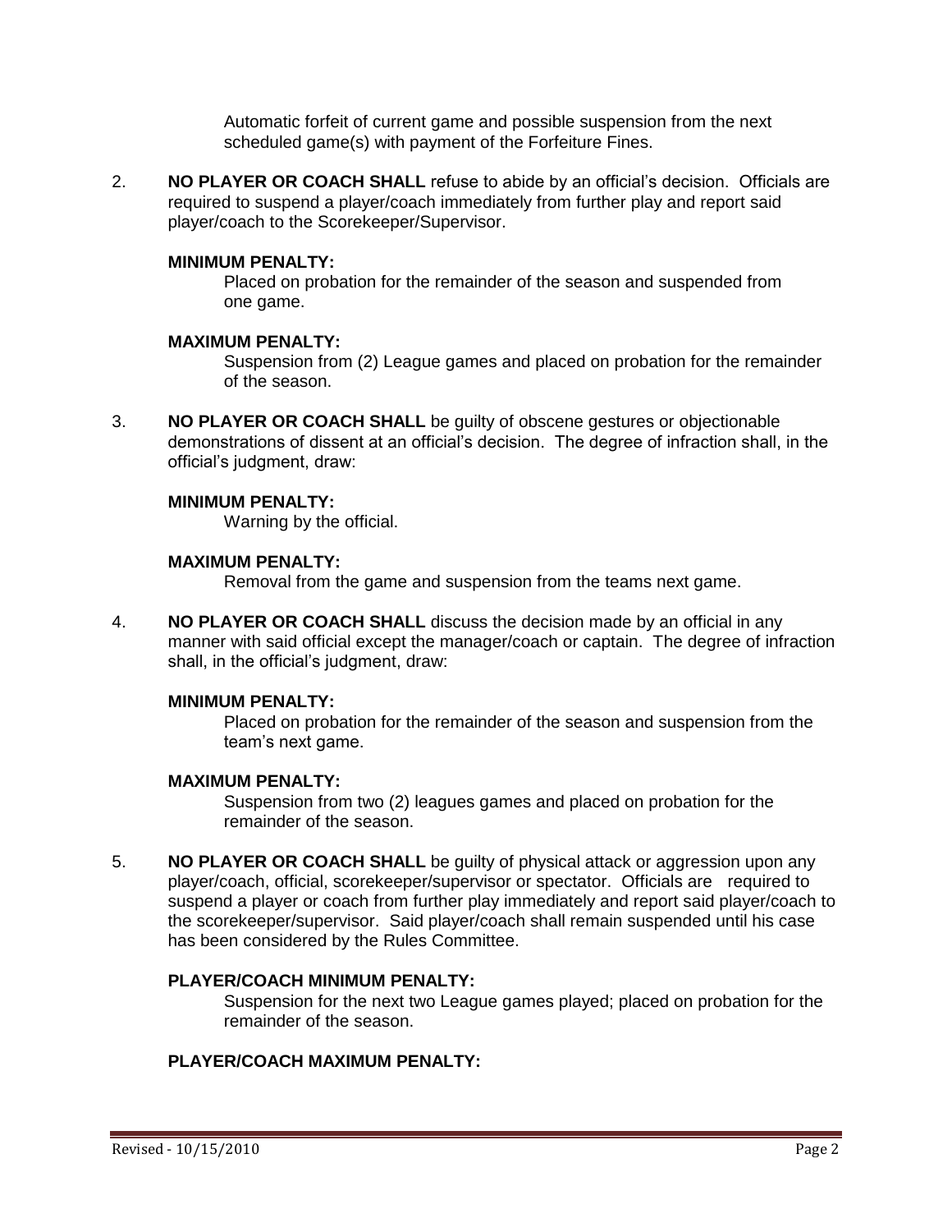Automatic forfeit of current game and possible suspension from the next scheduled game(s) with payment of the Forfeiture Fines.

2. **NO PLAYER OR COACH SHALL** refuse to abide by an official's decision. Officials are required to suspend a player/coach immediately from further play and report said player/coach to the Scorekeeper/Supervisor.

   **MINIMUM PENALTY:**

   Placed on probation for the remainder of the season and suspended from one game.

   **MAXIMUM PENALTY:**

   Suspension from (2) League games and placed on probation for the remainder of the season.

3. **NO PLAYER OR COACH SHALL** be guilty of obscene gestures or objectionable demonstrations of dissent at an official's decision. The degree of infraction shall, in the official's judgment, draw:

   **MINIMUM PENALTY:**

   Warning by the official.

   **MAXIMUM PENALTY:**

   Removal from the game and suspension from the teams next game.

4. **NO PLAYER OR COACH SHALL** discuss the decision made by an official in any manner with said official except the manager/coach or captain. The degree of infraction shall, in the official's judgment, draw:

   **MINIMUM PENALTY:**

   Placed on probation for the remainder of the season and suspension from the team's next game.

   **MAXIMUM PENALTY:**

   Suspension from two (2) leagues games and placed on probation for the remainder of the season.

5. **NO PLAYER OR COACH SHALL** be guilty of physical attack or aggression upon any player/coach, official, scorekeeper/supervisor or spectator. Officials are required to suspend a player or coach from further play immediately and report said player/coach to the scorekeeper/supervisor. Said player/coach shall remain suspended until his case has been considered by the Rules Committee.

   **PLAYER/COACH MINIMUM PENALTY:**

   Suspension for the next two League games played; placed on probation for the remainder of the season.

   **PLAYER/COACH MAXIMUM PENALTY:**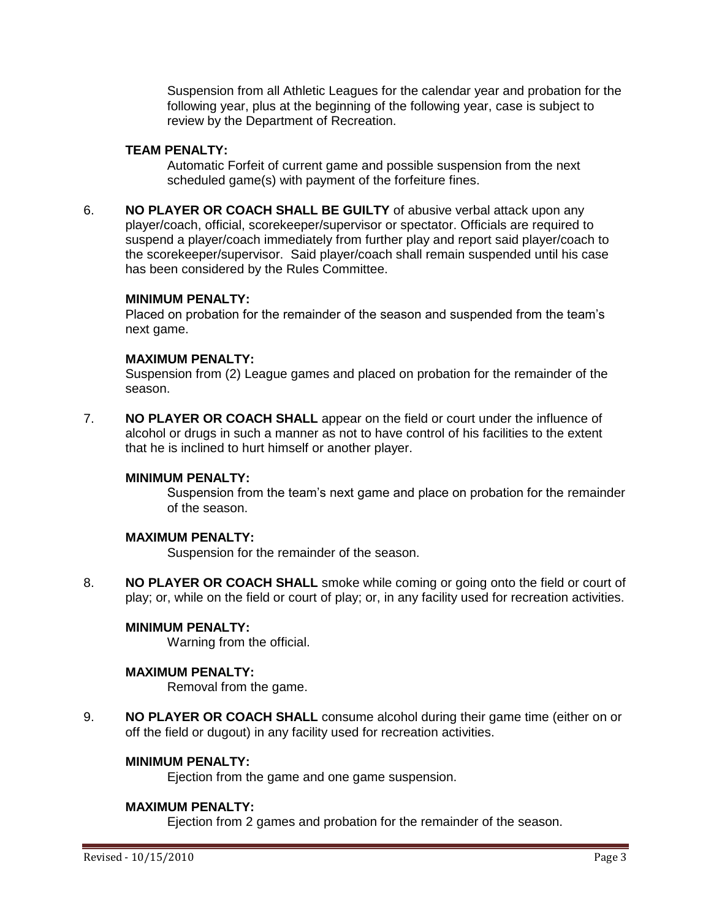Suspension from all Athletic Leagues for the calendar year and probation for the following year, plus at the beginning of the following year, case is subject to review by the Department of Recreation.

**TEAM PENALTY:**

Automatic Forfeit of current game and possible suspension from the next scheduled game(s) with payment of the forfeiture fines.

6. **NO PLAYER OR COACH SHALL BE GUILTY** of abusive verbal attack upon any player/coach, official, scorekeeper/supervisor or spectator. Officials are required to suspend a player/coach immediately from further play and report said player/coach to the scorekeeper/supervisor. Said player/coach shall remain suspended until his case has been considered by the Rules Committee.

   **MINIMUM PENALTY:**

   Placed on probation for the remainder of the season and suspended from the team's next game.

   **MAXIMUM PENALTY:**

   Suspension from (2) League games and placed on probation for the remainder of the season.

7. **NO PLAYER OR COACH SHALL** appear on the field or court under the influence of alcohol or drugs in such a manner as not to have control of his facilities to the extent that he is inclined to hurt himself or another player.

   **MINIMUM PENALTY:**

   Suspension from the team's next game and place on probation for the remainder of the season.

   **MAXIMUM PENALTY:**

   Suspension for the remainder of the season.

8. **NO PLAYER OR COACH SHALL** smoke while coming or going onto the field or court of play; or, while on the field or court of play; or, in any facility used for recreation activities.

   **MINIMUM PENALTY:**

   Warning from the official.

   **MAXIMUM PENALTY:**

   Removal from the game.

9. **NO PLAYER OR COACH SHALL** consume alcohol during their game time (either on or off the field or dugout) in any facility used for recreation activities.

   **MINIMUM PENALTY:**

   Ejection from the game and one game suspension.

   **MAXIMUM PENALTY:**

   Ejection from 2 games and probation for the remainder of the season.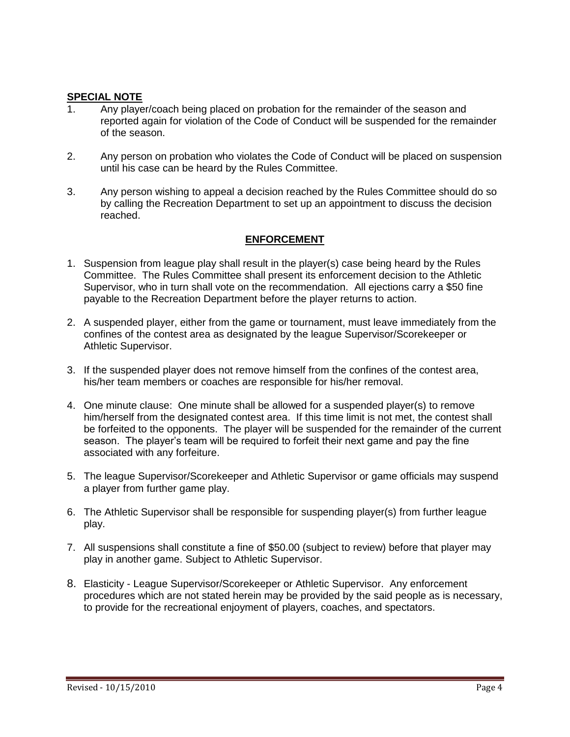**SPECIAL NOTE**

1. Any player/coach being placed on probation for the remainder of the season and reported again for violation of the Code of Conduct will be suspended for the remainder of the season.

2. Any person on probation who violates the Code of Conduct will be placed on suspension until his case can be heard by the Rules Committee.

3. Any person wishing to appeal a decision reached by the Rules Committee should do so by calling the Recreation Department to set up an appointment to discuss the decision reached.

## ENFORCEMENT

1. Suspension from league play shall result in the player(s) case being heard by the Rules Committee. The Rules Committee shall present its enforcement decision to the Athletic Supervisor, who in turn shall vote on the recommendation. All ejections carry a $50 fine payable to the Recreation Department before the player returns to action.

2. A suspended player, either from the game or tournament, must leave immediately from the confines of the contest area as designated by the league Supervisor/Scorekeeper or Athletic Supervisor.

3. If the suspended player does not remove himself from the confines of the contest area, his/her team members or coaches are responsible for his/her removal.

4. One minute clause: One minute shall be allowed for a suspended player(s) to remove him/herself from the designated contest area. If this time limit is not met, the contest shall be forfeited to the opponents. The player will be suspended for the remainder of the current season. The player's team will be required to forfeit their next game and pay the fine associated with any forfeiture.

5. The league Supervisor/Scorekeeper and Athletic Supervisor or game officials may suspend a player from further game play.

6. The Athletic Supervisor shall be responsible for suspending player(s) from further league play.

7. All suspensions shall constitute a fine of $50.00 (subject to review) before that player may play in another game. Subject to Athletic Supervisor.

8. Elasticity - League Supervisor/Scorekeeper or Athletic Supervisor. Any enforcement procedures which are not stated herein may be provided by the said people as is necessary, to provide for the recreational enjoyment of players, coaches, and spectators.

Revised - 10/15/2010